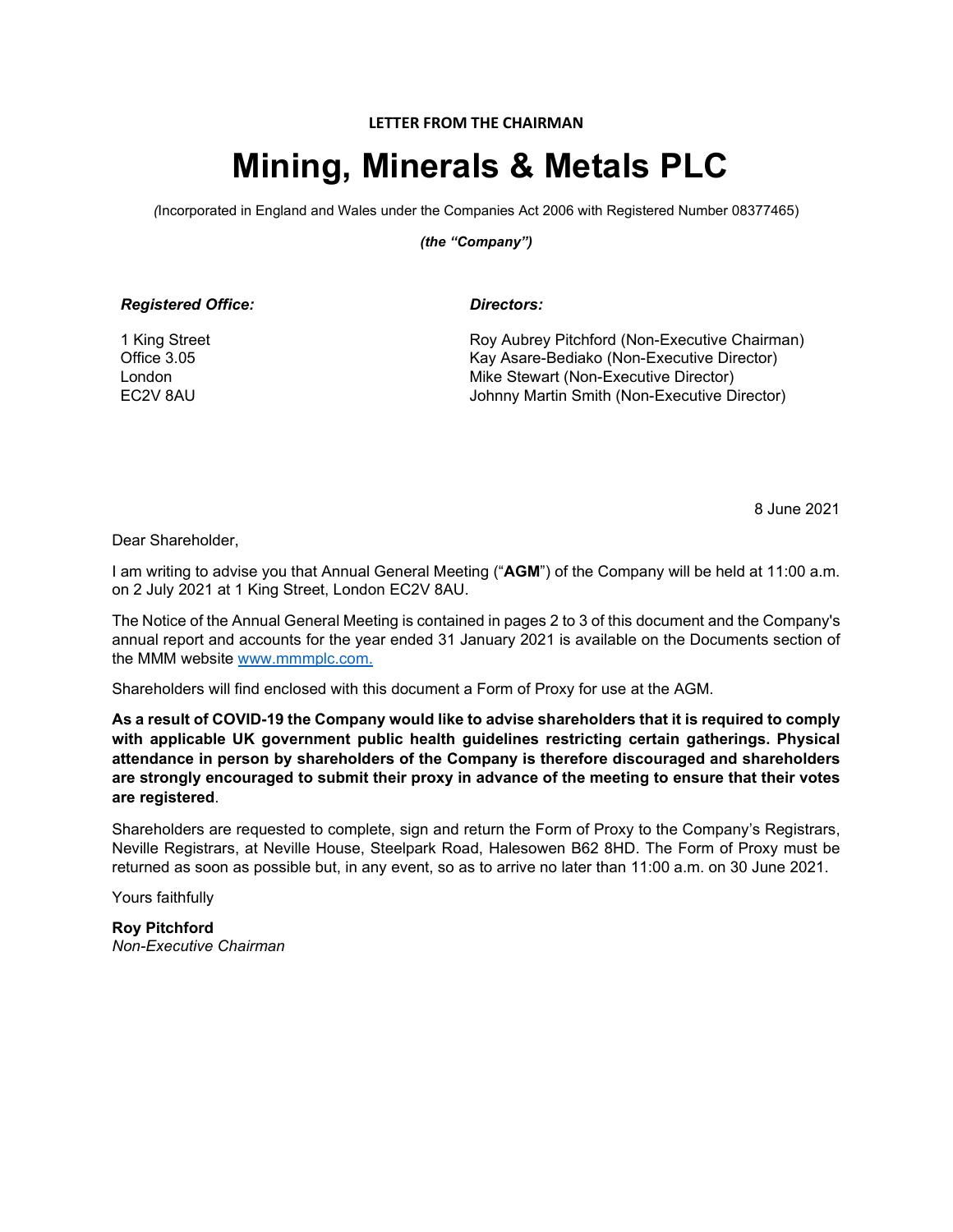**LETTER FROM THE CHAIRMAN**

# Mining, Minerals & Metals PLC

*(*Incorporated in England and Wales under the Companies Act 2006 with Registered Number 08377465)

***(the "Company")***

***Registered Office:***

1 King Street
Office 3.05
London
EC2V 8AU

***Directors:***

Roy Aubrey Pitchford (Non-Executive Chairman)
Kay Asare-Bediako (Non-Executive Director)
Mike Stewart (Non-Executive Director)
Johnny Martin Smith (Non-Executive Director)

8 June 2021

Dear Shareholder,

I am writing to advise you that Annual General Meeting ("**AGM**") of the Company will be held at 11:00 a.m. on 2 July 2021 at 1 King Street, London EC2V 8AU.

The Notice of the Annual General Meeting is contained in pages 2 to 3 of this document and the Company's annual report and accounts for the year ended 31 January 2021 is available on the Documents section of the MMM website [www.mmmplc.com.](www.mmmplc.com)

Shareholders will find enclosed with this document a Form of Proxy for use at the AGM.

**As a result of COVID-19 the Company would like to advise shareholders that it is required to comply with applicable UK government public health guidelines restricting certain gatherings. Physical attendance in person by shareholders of the Company is therefore discouraged and shareholders are strongly encouraged to submit their proxy in advance of the meeting to ensure that their votes are registered**.

Shareholders are requested to complete, sign and return the Form of Proxy to the Company's Registrars, Neville Registrars, at Neville House, Steelpark Road, Halesowen B62 8HD. The Form of Proxy must be returned as soon as possible but, in any event, so as to arrive no later than 11:00 a.m. on 30 June 2021.

Yours faithfully

**Roy Pitchford**
*Non-Executive Chairman*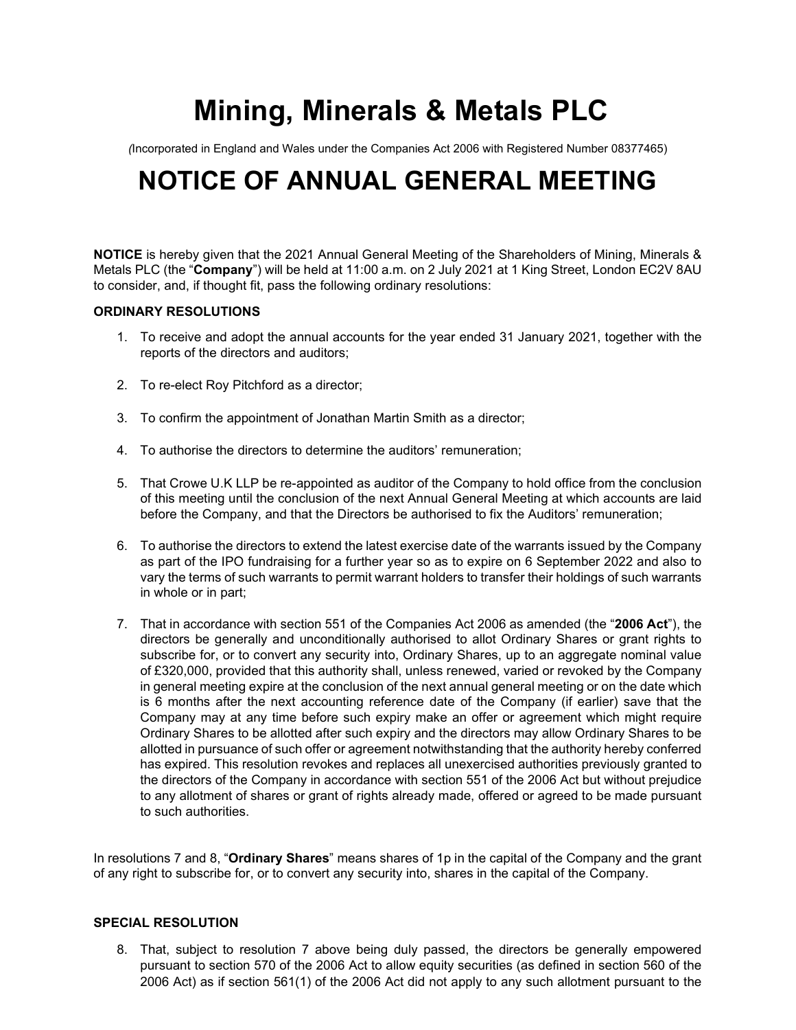# Mining, Minerals & Metals PLC

*(Incorporated in England and Wales under the Companies Act 2006 with Registered Number 08377465)*

# NOTICE OF ANNUAL GENERAL MEETING

**NOTICE** is hereby given that the 2021 Annual General Meeting of the Shareholders of Mining, Minerals & Metals PLC (the "**Company**") will be held at 11:00 a.m. on 2 July 2021 at 1 King Street, London EC2V 8AU to consider, and, if thought fit, pass the following ordinary resolutions:

**ORDINARY RESOLUTIONS**

1. To receive and adopt the annual accounts for the year ended 31 January 2021, together with the reports of the directors and auditors;

2. To re-elect Roy Pitchford as a director;

3. To confirm the appointment of Jonathan Martin Smith as a director;

4. To authorise the directors to determine the auditors' remuneration;

5. That Crowe U.K LLP be re-appointed as auditor of the Company to hold office from the conclusion of this meeting until the conclusion of the next Annual General Meeting at which accounts are laid before the Company, and that the Directors be authorised to fix the Auditors' remuneration;

6. To authorise the directors to extend the latest exercise date of the warrants issued by the Company as part of the IPO fundraising for a further year so as to expire on 6 September 2022 and also to vary the terms of such warrants to permit warrant holders to transfer their holdings of such warrants in whole or in part;

7. That in accordance with section 551 of the Companies Act 2006 as amended (the "**2006 Act**"), the directors be generally and unconditionally authorised to allot Ordinary Shares or grant rights to subscribe for, or to convert any security into, Ordinary Shares, up to an aggregate nominal value of £320,000, provided that this authority shall, unless renewed, varied or revoked by the Company in general meeting expire at the conclusion of the next annual general meeting or on the date which is 6 months after the next accounting reference date of the Company (if earlier) save that the Company may at any time before such expiry make an offer or agreement which might require Ordinary Shares to be allotted after such expiry and the directors may allow Ordinary Shares to be allotted in pursuance of such offer or agreement notwithstanding that the authority hereby conferred has expired. This resolution revokes and replaces all unexercised authorities previously granted to the directors of the Company in accordance with section 551 of the 2006 Act but without prejudice to any allotment of shares or grant of rights already made, offered or agreed to be made pursuant to such authorities.

In resolutions 7 and 8, "**Ordinary Shares**" means shares of 1p in the capital of the Company and the grant of any right to subscribe for, or to convert any security into, shares in the capital of the Company.

**SPECIAL RESOLUTION**

8. That, subject to resolution 7 above being duly passed, the directors be generally empowered pursuant to section 570 of the 2006 Act to allow equity securities (as defined in section 560 of the 2006 Act) as if section 561(1) of the 2006 Act did not apply to any such allotment pursuant to the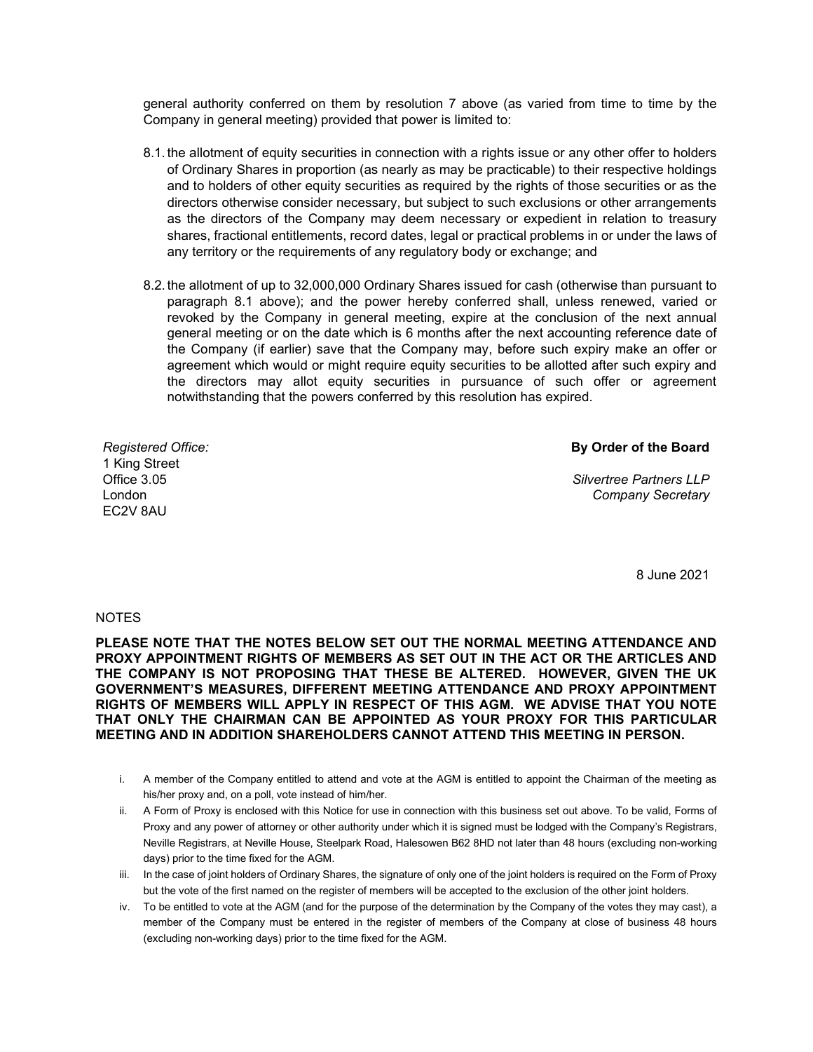general authority conferred on them by resolution 7 above (as varied from time to time by the Company in general meeting) provided that power is limited to:

8.1. the allotment of equity securities in connection with a rights issue or any other offer to holders of Ordinary Shares in proportion (as nearly as may be practicable) to their respective holdings and to holders of other equity securities as required by the rights of those securities or as the directors otherwise consider necessary, but subject to such exclusions or other arrangements as the directors of the Company may deem necessary or expedient in relation to treasury shares, fractional entitlements, record dates, legal or practical problems in or under the laws of any territory or the requirements of any regulatory body or exchange; and

8.2. the allotment of up to 32,000,000 Ordinary Shares issued for cash (otherwise than pursuant to paragraph 8.1 above); and the power hereby conferred shall, unless renewed, varied or revoked by the Company in general meeting, expire at the conclusion of the next annual general meeting or on the date which is 6 months after the next accounting reference date of the Company (if earlier) save that the Company may, before such expiry make an offer or agreement which would or might require equity securities to be allotted after such expiry and the directors may allot equity securities in pursuance of such offer or agreement notwithstanding that the powers conferred by this resolution has expired.

*Registered Office:*
1 King Street
Office 3.05
London
EC2V 8AU

**By Order of the Board**

*Silvertree Partners LLP*
*Company Secretary*

8 June 2021

NOTES

**PLEASE NOTE THAT THE NOTES BELOW SET OUT THE NORMAL MEETING ATTENDANCE AND PROXY APPOINTMENT RIGHTS OF MEMBERS AS SET OUT IN THE ACT OR THE ARTICLES AND THE COMPANY IS NOT PROPOSING THAT THESE BE ALTERED. HOWEVER, GIVEN THE UK GOVERNMENT'S MEASURES, DIFFERENT MEETING ATTENDANCE AND PROXY APPOINTMENT RIGHTS OF MEMBERS WILL APPLY IN RESPECT OF THIS AGM. WE ADVISE THAT YOU NOTE THAT ONLY THE CHAIRMAN CAN BE APPOINTED AS YOUR PROXY FOR THIS PARTICULAR MEETING AND IN ADDITION SHAREHOLDERS CANNOT ATTEND THIS MEETING IN PERSON.**

i. A member of the Company entitled to attend and vote at the AGM is entitled to appoint the Chairman of the meeting as his/her proxy and, on a poll, vote instead of him/her.

ii. A Form of Proxy is enclosed with this Notice for use in connection with this business set out above. To be valid, Forms of Proxy and any power of attorney or other authority under which it is signed must be lodged with the Company's Registrars, Neville Registrars, at Neville House, Steelpark Road, Halesowen B62 8HD not later than 48 hours (excluding non-working days) prior to the time fixed for the AGM.

iii. In the case of joint holders of Ordinary Shares, the signature of only one of the joint holders is required on the Form of Proxy but the vote of the first named on the register of members will be accepted to the exclusion of the other joint holders.

iv. To be entitled to vote at the AGM (and for the purpose of the determination by the Company of the votes they may cast), a member of the Company must be entered in the register of members of the Company at close of business 48 hours (excluding non-working days) prior to the time fixed for the AGM.